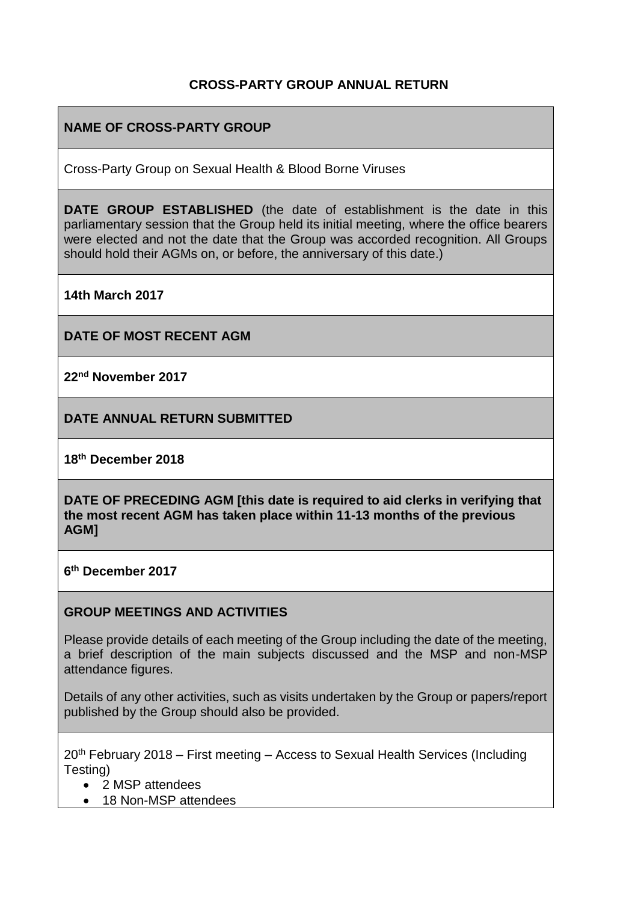**CROSS-PARTY GROUP ANNUAL RETURN**

**NAME OF CROSS-PARTY GROUP**

Cross-Party Group on Sexual Health & Blood Borne Viruses

**DATE GROUP ESTABLISHED** (the date of establishment is the date in this parliamentary session that the Group held its initial meeting, where the office bearers were elected and not the date that the Group was accorded recognition. All Groups should hold their AGMs on, or before, the anniversary of this date.)

**14th March 2017**

**DATE OF MOST RECENT AGM**

**22nd November 2017**

**DATE ANNUAL RETURN SUBMITTED**

**18th December 2018**

**DATE OF PRECEDING AGM [this date is required to aid clerks in verifying that the most recent AGM has taken place within 11-13 months of the previous AGM]**

**6th December 2017**

**GROUP MEETINGS AND ACTIVITIES**

Please provide details of each meeting of the Group including the date of the meeting, a brief description of the main subjects discussed and the MSP and non-MSP attendance figures.

Details of any other activities, such as visits undertaken by the Group or papers/report published by the Group should also be provided.

20th February 2018 – First meeting – Access to Sexual Health Services (Including Testing)

- 2 MSP attendees
- 18 Non-MSP attendees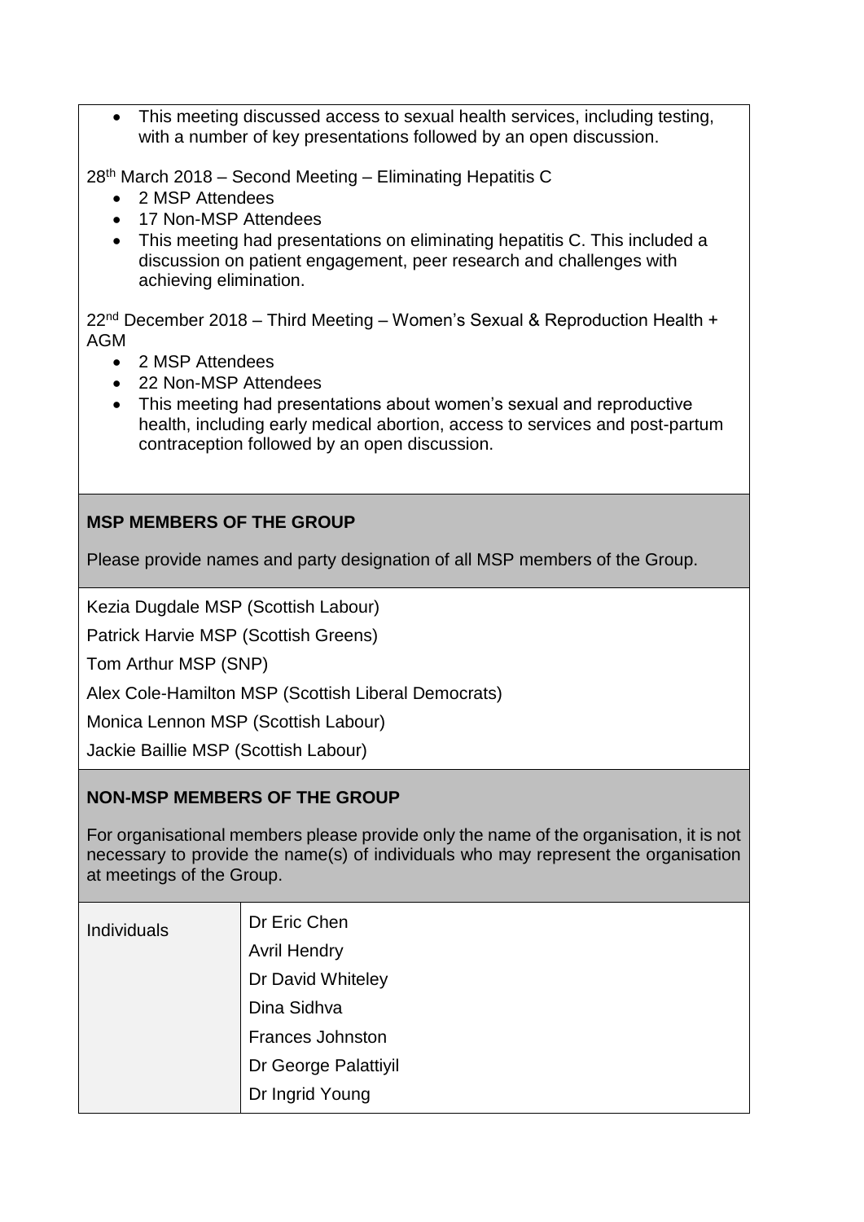- This meeting discussed access to sexual health services, including testing, with a number of key presentations followed by an open discussion.

28th March 2018 – Second Meeting – Eliminating Hepatitis C

- 2 MSP Attendees
- 17 Non-MSP Attendees
- This meeting had presentations on eliminating hepatitis C. This included a discussion on patient engagement, peer research and challenges with achieving elimination.

22nd December 2018 – Third Meeting – Women's Sexual & Reproduction Health + AGM

- 2 MSP Attendees
- 22 Non-MSP Attendees
- This meeting had presentations about women's sexual and reproductive health, including early medical abortion, access to services and post-partum contraception followed by an open discussion.

**MSP MEMBERS OF THE GROUP**

Please provide names and party designation of all MSP members of the Group.

Kezia Dugdale MSP (Scottish Labour)

Patrick Harvie MSP (Scottish Greens)

Tom Arthur MSP (SNP)

Alex Cole-Hamilton MSP (Scottish Liberal Democrats)

Monica Lennon MSP (Scottish Labour)

Jackie Baillie MSP (Scottish Labour)

**NON-MSP MEMBERS OF THE GROUP**

For organisational members please provide only the name of the organisation, it is not necessary to provide the name(s) of individuals who may represent the organisation at meetings of the Group.

| Individuals | Dr Eric Chen |
|---|---|
| | Avril Hendry |
| | Dr David Whiteley |
| | Dina Sidhva |
| | Frances Johnston |
| | Dr George Palattiyil |
| | Dr Ingrid Young |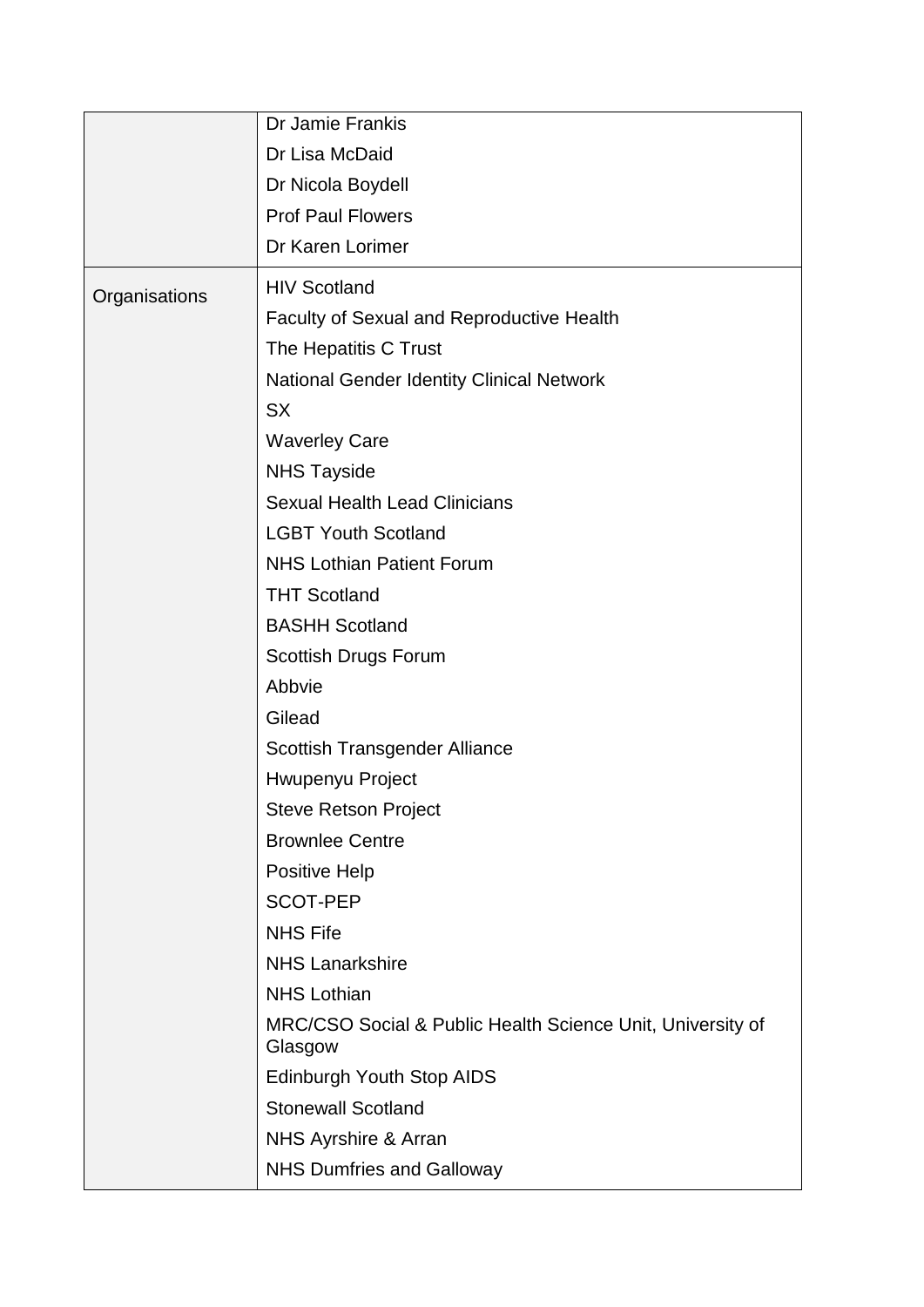| | |
|---|---|
| | Dr Jamie Frankis<br>Dr Lisa McDaid<br>Dr Nicola Boydell<br>Prof Paul Flowers<br>Dr Karen Lorimer |
| Organisations | HIV Scotland<br>Faculty of Sexual and Reproductive Health<br>The Hepatitis C Trust<br>National Gender Identity Clinical Network<br>SX<br>Waverley Care<br>NHS Tayside<br>Sexual Health Lead Clinicians<br>LGBT Youth Scotland<br>NHS Lothian Patient Forum<br>THT Scotland<br>BASHH Scotland<br>Scottish Drugs Forum<br>Abbvie<br>Gilead<br>Scottish Transgender Alliance<br>Hwupenyu Project<br>Steve Retson Project<br>Brownlee Centre<br>Positive Help<br>SCOT-PEP<br>NHS Fife<br>NHS Lanarkshire<br>NHS Lothian<br>MRC/CSO Social & Public Health Science Unit, University of Glasgow<br>Edinburgh Youth Stop AIDS<br>Stonewall Scotland<br>NHS Ayrshire & Arran<br>NHS Dumfries and Galloway |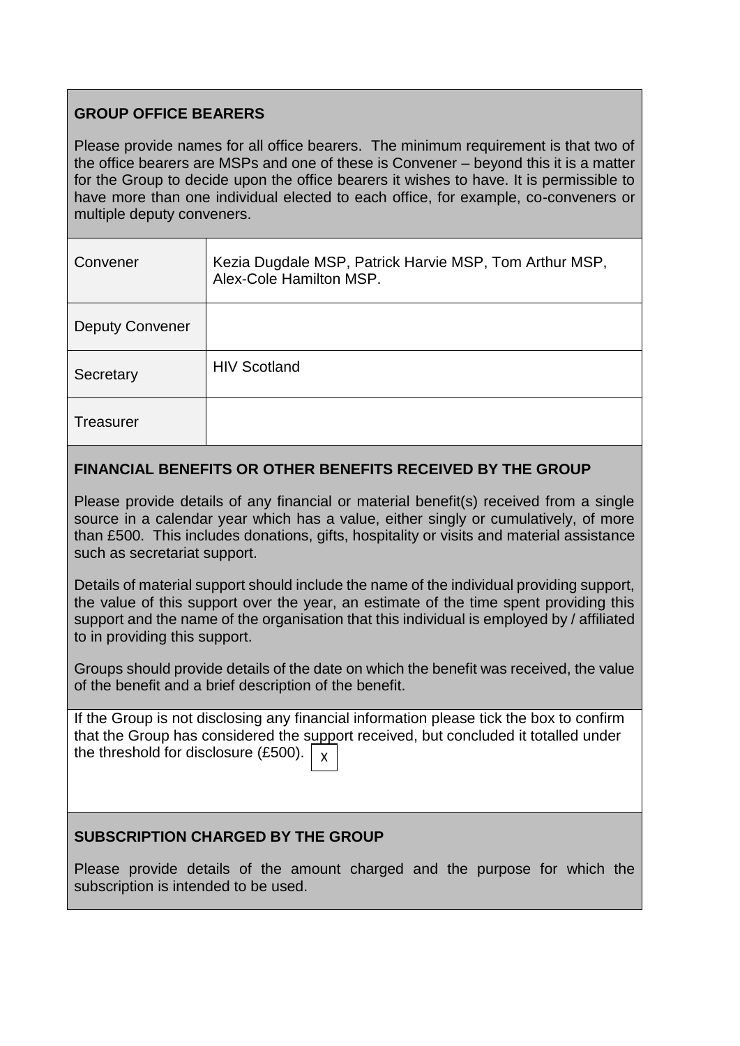## GROUP OFFICE BEARERS

Please provide names for all office bearers. The minimum requirement is that two of the office bearers are MSPs and one of these is Convener – beyond this it is a matter for the Group to decide upon the office bearers it wishes to have. It is permissible to have more than one individual elected to each office, for example, co-conveners or multiple deputy conveners.

| | |
|---|---|
| Convener | Kezia Dugdale MSP, Patrick Harvie MSP, Tom Arthur MSP, Alex-Cole Hamilton MSP. |
| Deputy Convener | |
| Secretary | HIV Scotland |
| Treasurer | |

## FINANCIAL BENEFITS OR OTHER BENEFITS RECEIVED BY THE GROUP

Please provide details of any financial or material benefit(s) received from a single source in a calendar year which has a value, either singly or cumulatively, of more than £500. This includes donations, gifts, hospitality or visits and material assistance such as secretariat support.

Details of material support should include the name of the individual providing support, the value of this support over the year, an estimate of the time spent providing this support and the name of the organisation that this individual is employed by / affiliated to in providing this support.

Groups should provide details of the date on which the benefit was received, the value of the benefit and a brief description of the benefit.

If the Group is not disclosing any financial information please tick the box to confirm that the Group has considered the support received, but concluded it totalled under the threshold for disclosure (£500). [X]

## SUBSCRIPTION CHARGED BY THE GROUP

Please provide details of the amount charged and the purpose for which the subscription is intended to be used.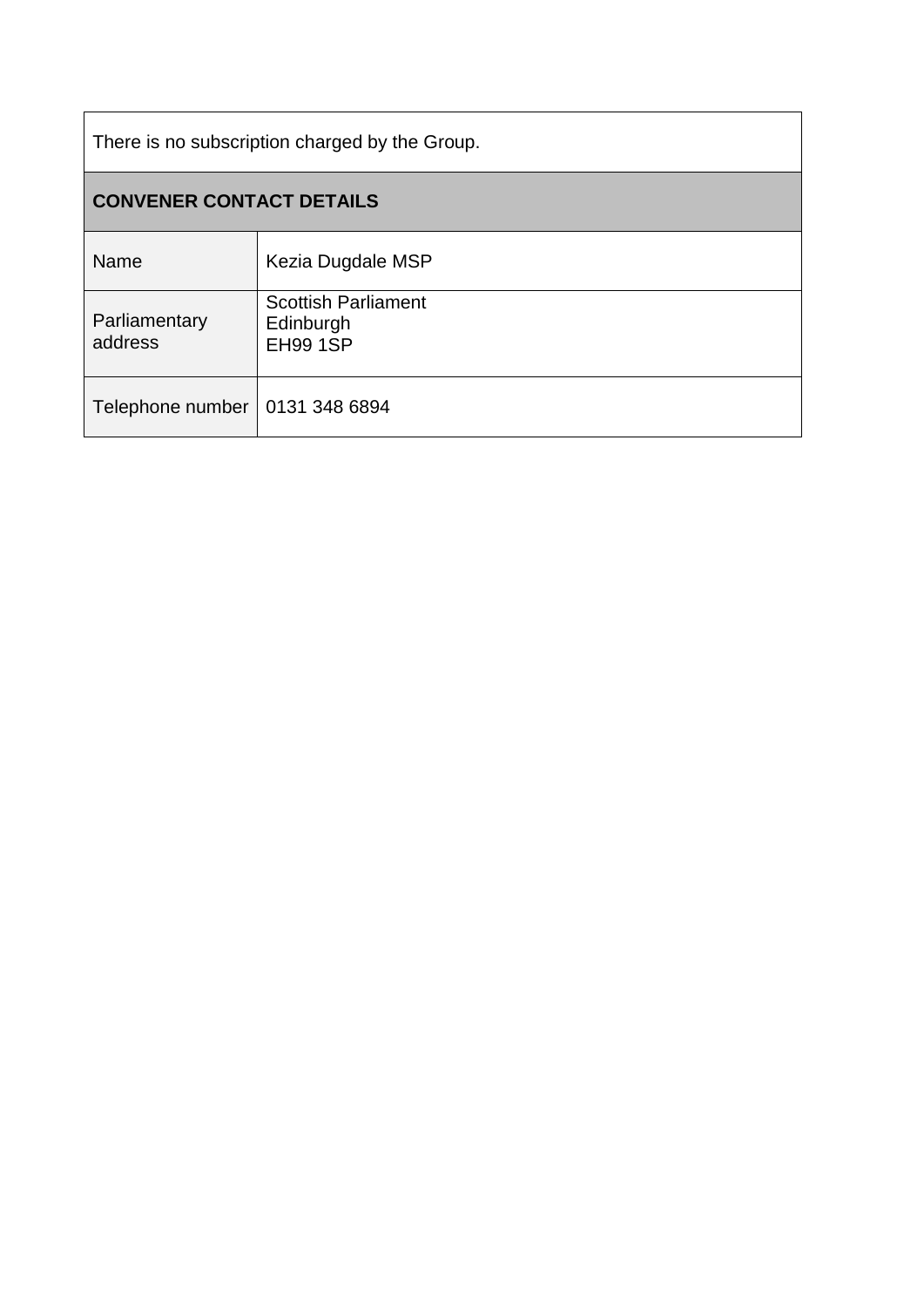| | |
|---|---|
| There is no subscription charged by the Group. | |
| **CONVENER CONTACT DETAILS** | |
| Name | Kezia Dugdale MSP |
| Parliamentary address | Scottish Parliament<br>Edinburgh<br>EH99 1SP |
| Telephone number | 0131 348 6894 |